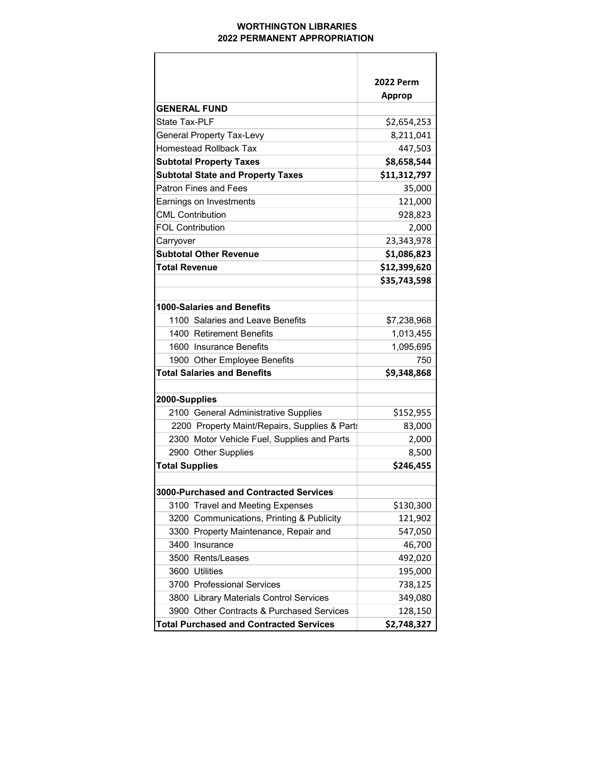**WORTHINGTON LIBRARIES**
**2022 PERMANENT APPROPRIATION**

| | 2022 Perm Approp |
|---|---|
| **GENERAL FUND** | |
| State Tax-PLF | $2,654,253 |
| General Property Tax-Levy | 8,211,041 |
| Homestead Rollback Tax | 447,503 |
| **Subtotal Property Taxes** | **$8,658,544** |
| **Subtotal State and Property Taxes** | **$11,312,797** |
| Patron Fines and Fees | 35,000 |
| Earnings on Investments | 121,000 |
| CML Contribution | 928,823 |
| FOL Contribution | 2,000 |
| Carryover | 23,343,978 |
| **Subtotal Other Revenue** | **$1,086,823** |
| **Total Revenue** | **$12,399,620** |
| | **$35,743,598** |
| | |
| **1000-Salaries and Benefits** | |
| 1100 Salaries and Leave Benefits | $7,238,968 |
| 1400 Retirement Benefits | 1,013,455 |
| 1600 Insurance Benefits | 1,095,695 |
| 1900 Other Employee Benefits | 750 |
| **Total Salaries and Benefits** | **$9,348,868** |
| | |
| **2000-Supplies** | |
| 2100 General Administrative Supplies | $152,955 |
| 2200 Property Maint/Repairs, Supplies & Parts | 83,000 |
| 2300 Motor Vehicle Fuel, Supplies and Parts | 2,000 |
| 2900 Other Supplies | 8,500 |
| **Total Supplies** | **$246,455** |
| | |
| **3000-Purchased and Contracted Services** | |
| 3100 Travel and Meeting Expenses | $130,300 |
| 3200 Communications, Printing & Publicity | 121,902 |
| 3300 Property Maintenance, Repair and | 547,050 |
| 3400 Insurance | 46,700 |
| 3500 Rents/Leases | 492,020 |
| 3600 Utilities | 195,000 |
| 3700 Professional Services | 738,125 |
| 3800 Library Materials Control Services | 349,080 |
| 3900 Other Contracts & Purchased Services | 128,150 |
| **Total Purchased and Contracted Services** | **$2,748,327** |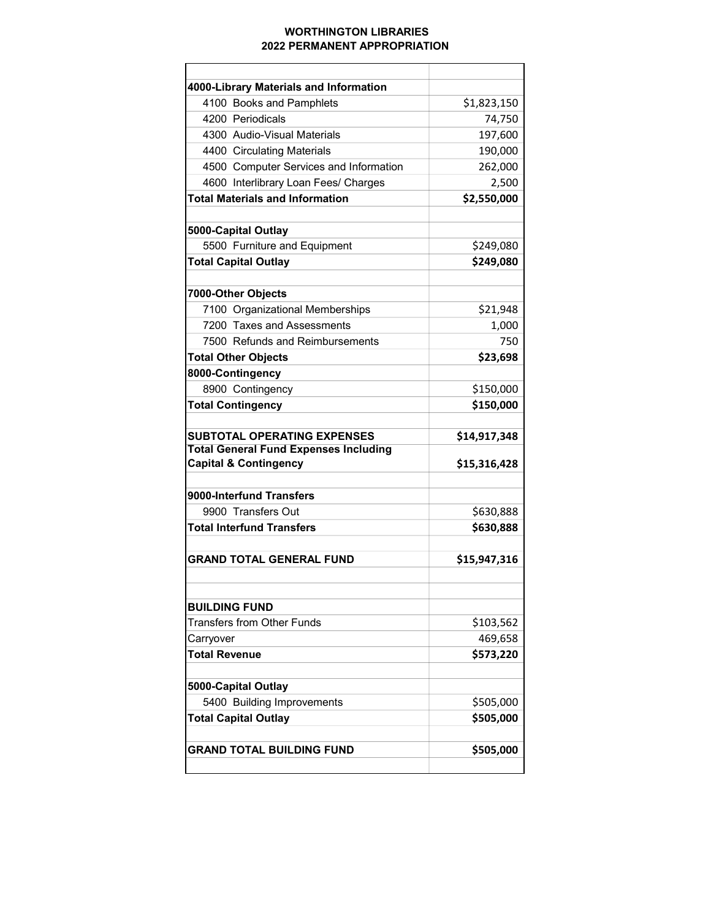# WORTHINGTON LIBRARIES
## 2022 PERMANENT APPROPRIATION

| | |
|---|---|
| **4000-Library Materials and Information** | |
| 4100 Books and Pamphlets | $1,823,150 |
| 4200 Periodicals | 74,750 |
| 4300 Audio-Visual Materials | 197,600 |
| 4400 Circulating Materials | 190,000 |
| 4500 Computer Services and Information | 262,000 |
| 4600 Interlibrary Loan Fees/ Charges | 2,500 |
| **Total Materials and Information** | **$2,550,000** |
| | |
| **5000-Capital Outlay** | |
| 5500 Furniture and Equipment | $249,080 |
| **Total Capital Outlay** | **$249,080** |
| | |
| **7000-Other Objects** | |
| 7100 Organizational Memberships | $21,948 |
| 7200 Taxes and Assessments | 1,000 |
| 7500 Refunds and Reimbursements | 750 |
| **Total Other Objects** | **$23,698** |
| **8000-Contingency** | |
| 8900 Contingency | $150,000 |
| **Total Contingency** | **$150,000** |
| | |
| **SUBTOTAL OPERATING EXPENSES** | **$14,917,348** |
| **Total General Fund Expenses Including Capital & Contingency** | **$15,316,428** |
| | |
| **9000-Interfund Transfers** | |
| 9900 Transfers Out | $630,888 |
| **Total Interfund Transfers** | **$630,888** |
| | |
| **GRAND TOTAL GENERAL FUND** | **$15,947,316** |
| | |
| | |
| **BUILDING FUND** | |
| Transfers from Other Funds | $103,562 |
| Carryover | 469,658 |
| **Total Revenue** | **$573,220** |
| | |
| **5000-Capital Outlay** | |
| 5400 Building Improvements | $505,000 |
| **Total Capital Outlay** | **$505,000** |
| | |
| **GRAND TOTAL BUILDING FUND** | **$505,000** |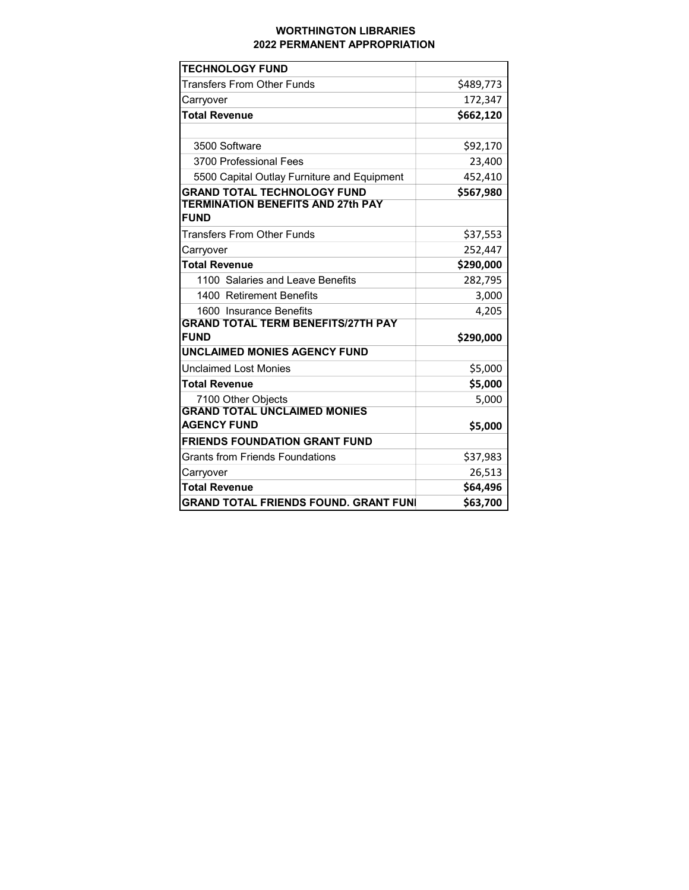# WORTHINGTON LIBRARIES
## 2022 PERMANENT APPROPRIATION

| | |
|---|---|
| **TECHNOLOGY FUND** | |
| Transfers From Other Funds | $489,773 |
| Carryover | 172,347 |
| **Total Revenue** | **$662,120** |
| | |
| 3500 Software | $92,170 |
| 3700 Professional Fees | 23,400 |
| 5500 Capital Outlay Furniture and Equipment | 452,410 |
| **GRAND TOTAL TECHNOLOGY FUND** | **$567,980** |
| **TERMINATION BENEFITS AND 27th PAY FUND** | |
| Transfers From Other Funds | $37,553 |
| Carryover | 252,447 |
| **Total Revenue** | **$290,000** |
| 1100 Salaries and Leave Benefits | 282,795 |
| 1400 Retirement Benefits | 3,000 |
| 1600 Insurance Benefits | 4,205 |
| **GRAND TOTAL TERM BENEFITS/27TH PAY FUND** | **$290,000** |
| **UNCLAIMED MONIES AGENCY FUND** | |
| Unclaimed Lost Monies | $5,000 |
| **Total Revenue** | **$5,000** |
| 7100 Other Objects | 5,000 |
| **GRAND TOTAL UNCLAIMED MONIES AGENCY FUND** | **$5,000** |
| **FRIENDS FOUNDATION GRANT FUND** | |
| Grants from Friends Foundations | $37,983 |
| Carryover | 26,513 |
| **Total Revenue** | **$64,496** |
| **GRAND TOTAL FRIENDS FOUND. GRANT FUNI** | **$63,700** |